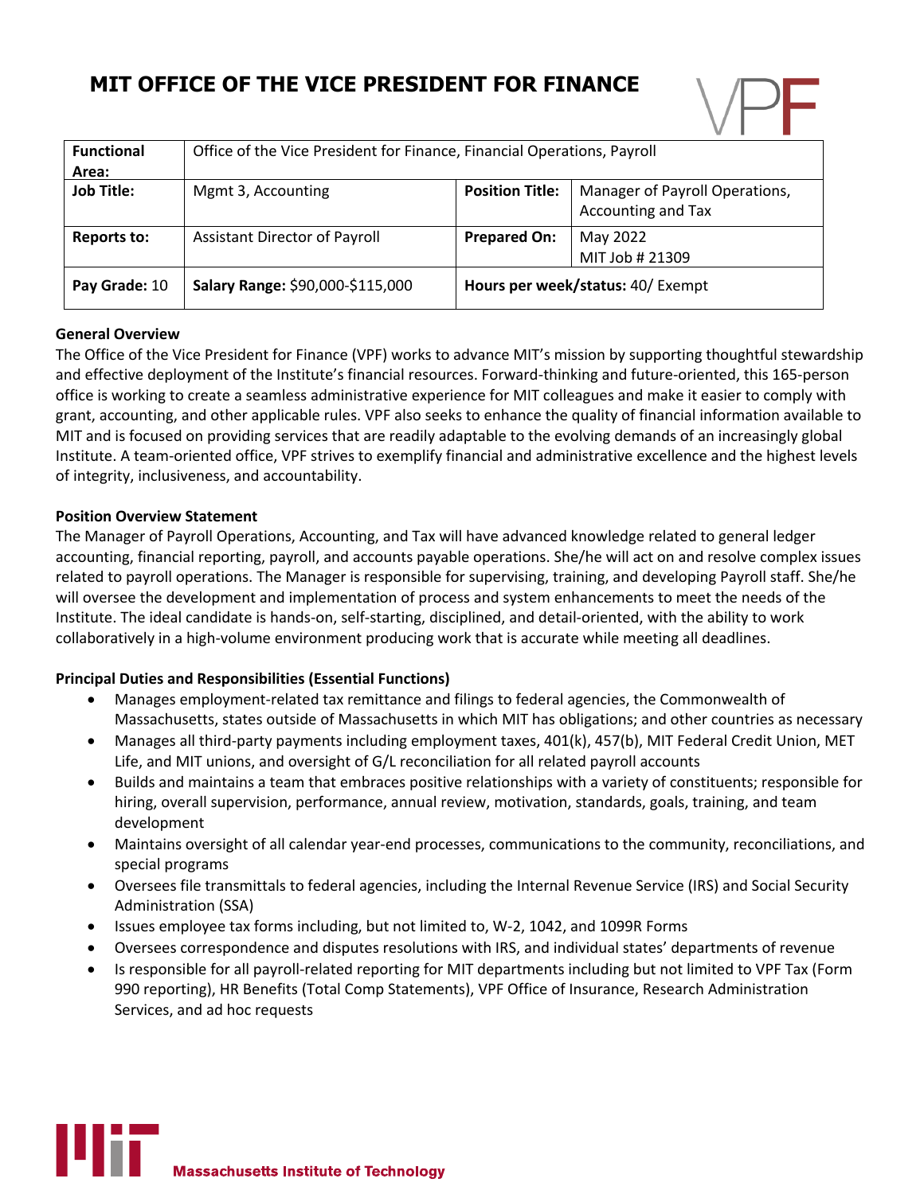# MIT OFFICE OF THE VICE PRESIDENT FOR FINANCE

| **Functional Area:** | Office of the Vice President for Finance, Financial Operations, Payroll | | |
|---|---|---|---|
| **Job Title:** | Mgmt 3, Accounting | **Position Title:** | Manager of Payroll Operations, Accounting and Tax |
| **Reports to:** | Assistant Director of Payroll | **Prepared On:** | May 2022<br>MIT Job # 21309 |
| **Pay Grade:** 10 | **Salary Range:** $90,000-$115,000 | **Hours per week/status:** 40/ Exempt | |

**General Overview**

The Office of the Vice President for Finance (VPF) works to advance MIT's mission by supporting thoughtful stewardship and effective deployment of the Institute's financial resources. Forward-thinking and future-oriented, this 165-person office is working to create a seamless administrative experience for MIT colleagues and make it easier to comply with grant, accounting, and other applicable rules. VPF also seeks to enhance the quality of financial information available to MIT and is focused on providing services that are readily adaptable to the evolving demands of an increasingly global Institute. A team-oriented office, VPF strives to exemplify financial and administrative excellence and the highest levels of integrity, inclusiveness, and accountability.

**Position Overview Statement**

The Manager of Payroll Operations, Accounting, and Tax will have advanced knowledge related to general ledger accounting, financial reporting, payroll, and accounts payable operations. She/he will act on and resolve complex issues related to payroll operations. The Manager is responsible for supervising, training, and developing Payroll staff. She/he will oversee the development and implementation of process and system enhancements to meet the needs of the Institute. The ideal candidate is hands-on, self-starting, disciplined, and detail-oriented, with the ability to work collaboratively in a high-volume environment producing work that is accurate while meeting all deadlines.

**Principal Duties and Responsibilities (Essential Functions)**

- Manages employment-related tax remittance and filings to federal agencies, the Commonwealth of Massachusetts, states outside of Massachusetts in which MIT has obligations; and other countries as necessary
- Manages all third-party payments including employment taxes, 401(k), 457(b), MIT Federal Credit Union, MET Life, and MIT unions, and oversight of G/L reconciliation for all related payroll accounts
- Builds and maintains a team that embraces positive relationships with a variety of constituents; responsible for hiring, overall supervision, performance, annual review, motivation, standards, goals, training, and team development
- Maintains oversight of all calendar year-end processes, communications to the community, reconciliations, and special programs
- Oversees file transmittals to federal agencies, including the Internal Revenue Service (IRS) and Social Security Administration (SSA)
- Issues employee tax forms including, but not limited to, W-2, 1042, and 1099R Forms
- Oversees correspondence and disputes resolutions with IRS, and individual states' departments of revenue
- Is responsible for all payroll-related reporting for MIT departments including but not limited to VPF Tax (Form 990 reporting), HR Benefits (Total Comp Statements), VPF Office of Insurance, Research Administration Services, and ad hoc requests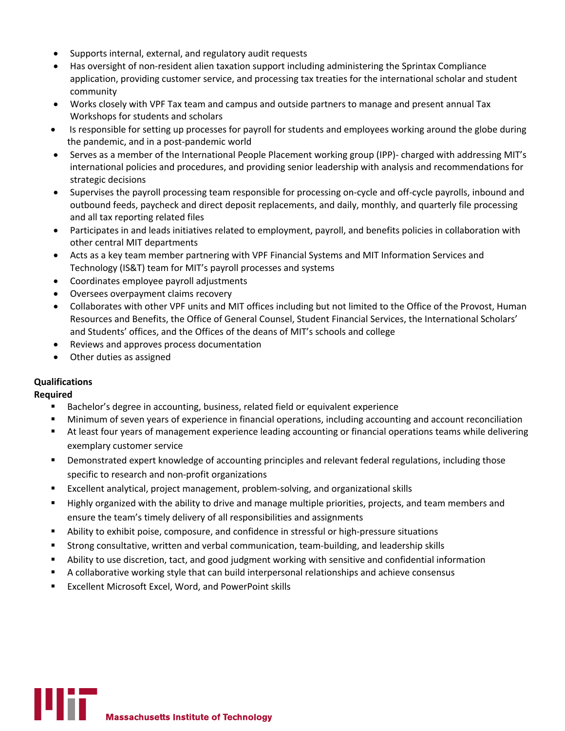- Supports internal, external, and regulatory audit requests
- Has oversight of non-resident alien taxation support including administering the Sprintax Compliance application, providing customer service, and processing tax treaties for the international scholar and student community
- Works closely with VPF Tax team and campus and outside partners to manage and present annual Tax Workshops for students and scholars
- Is responsible for setting up processes for payroll for students and employees working around the globe during the pandemic, and in a post-pandemic world
- Serves as a member of the International People Placement working group (IPP)- charged with addressing MIT's international policies and procedures, and providing senior leadership with analysis and recommendations for strategic decisions
- Supervises the payroll processing team responsible for processing on-cycle and off-cycle payrolls, inbound and outbound feeds, paycheck and direct deposit replacements, and daily, monthly, and quarterly file processing and all tax reporting related files
- Participates in and leads initiatives related to employment, payroll, and benefits policies in collaboration with other central MIT departments
- Acts as a key team member partnering with VPF Financial Systems and MIT Information Services and Technology (IS&T) team for MIT's payroll processes and systems
- Coordinates employee payroll adjustments
- Oversees overpayment claims recovery
- Collaborates with other VPF units and MIT offices including but not limited to the Office of the Provost, Human Resources and Benefits, the Office of General Counsel, Student Financial Services, the International Scholars' and Students' offices, and the Offices of the deans of MIT's schools and college
- Reviews and approves process documentation
- Other duties as assigned

**Qualifications**

**Required**

- Bachelor's degree in accounting, business, related field or equivalent experience
- Minimum of seven years of experience in financial operations, including accounting and account reconciliation
- At least four years of management experience leading accounting or financial operations teams while delivering exemplary customer service
- Demonstrated expert knowledge of accounting principles and relevant federal regulations, including those specific to research and non-profit organizations
- Excellent analytical, project management, problem-solving, and organizational skills
- Highly organized with the ability to drive and manage multiple priorities, projects, and team members and ensure the team's timely delivery of all responsibilities and assignments
- Ability to exhibit poise, composure, and confidence in stressful or high-pressure situations
- Strong consultative, written and verbal communication, team-building, and leadership skills
- Ability to use discretion, tact, and good judgment working with sensitive and confidential information
- A collaborative working style that can build interpersonal relationships and achieve consensus
- Excellent Microsoft Excel, Word, and PowerPoint skills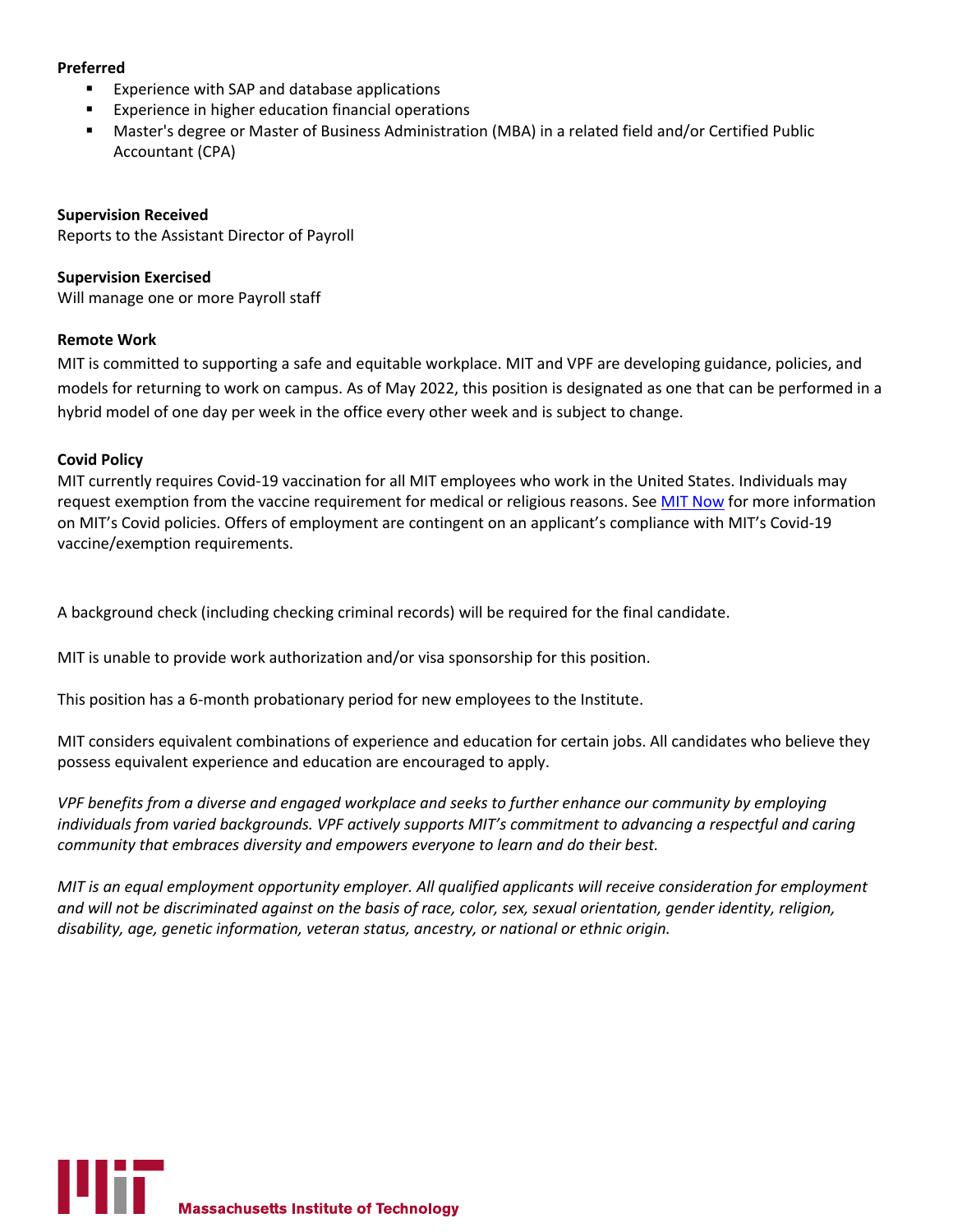**Preferred**

- Experience with SAP and database applications
- Experience in higher education financial operations
- Master's degree or Master of Business Administration (MBA) in a related field and/or Certified Public Accountant (CPA)

**Supervision Received**
Reports to the Assistant Director of Payroll

**Supervision Exercised**
Will manage one or more Payroll staff

**Remote Work**
MIT is committed to supporting a safe and equitable workplace. MIT and VPF are developing guidance, policies, and models for returning to work on campus. As of May 2022, this position is designated as one that can be performed in a hybrid model of one day per week in the office every other week and is subject to change.

**Covid Policy**
MIT currently requires Covid-19 vaccination for all MIT employees who work in the United States. Individuals may request exemption from the vaccine requirement for medical or religious reasons. See MIT Now for more information on MIT's Covid policies. Offers of employment are contingent on an applicant's compliance with MIT's Covid-19 vaccine/exemption requirements.

A background check (including checking criminal records) will be required for the final candidate.

MIT is unable to provide work authorization and/or visa sponsorship for this position.

This position has a 6-month probationary period for new employees to the Institute.

MIT considers equivalent combinations of experience and education for certain jobs. All candidates who believe they possess equivalent experience and education are encouraged to apply.

*VPF benefits from a diverse and engaged workplace and seeks to further enhance our community by employing individuals from varied backgrounds. VPF actively supports MIT's commitment to advancing a respectful and caring community that embraces diversity and empowers everyone to learn and do their best.*

*MIT is an equal employment opportunity employer. All qualified applicants will receive consideration for employment and will not be discriminated against on the basis of race, color, sex, sexual orientation, gender identity, religion, disability, age, genetic information, veteran status, ancestry, or national or ethnic origin.*

Massachusetts Institute of Technology